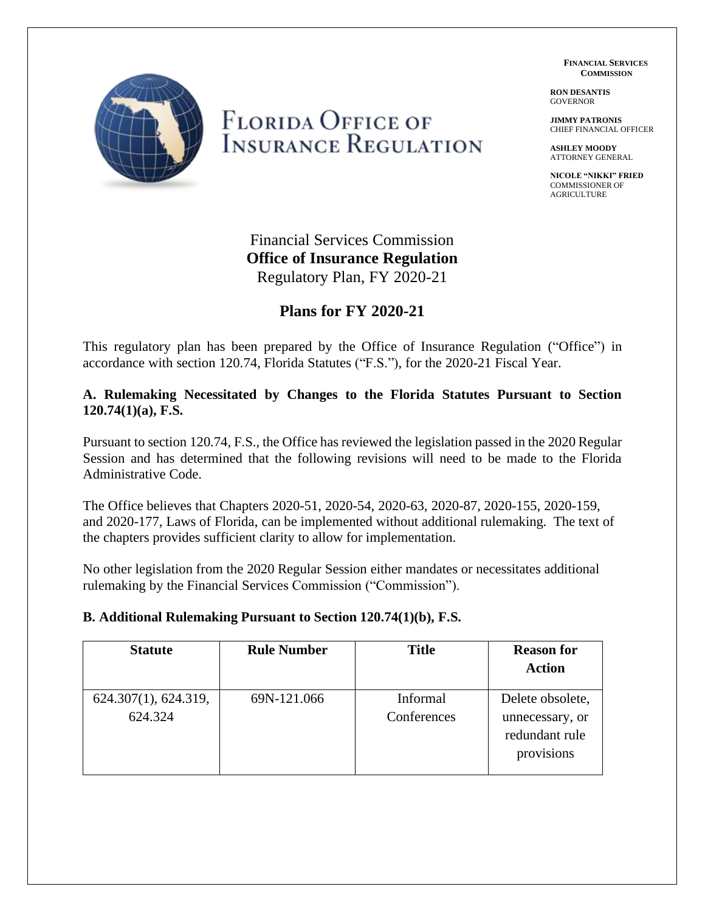# Florida Office of Insurance Regulation

**FINANCIAL SERVICES COMMISSION**

**RON DESANTIS**
GOVERNOR

**JIMMY PATRONIS**
CHIEF FINANCIAL OFFICER

**ASHLEY MOODY**
ATTORNEY GENERAL

**NICOLE "NIKKI" FRIED**
COMMISSIONER OF AGRICULTURE

Financial Services Commission
**Office of Insurance Regulation**
Regulatory Plan, FY 2020-21

## Plans for FY 2020-21

This regulatory plan has been prepared by the Office of Insurance Regulation ("Office") in accordance with section 120.74, Florida Statutes ("F.S."), for the 2020-21 Fiscal Year.

### A. Rulemaking Necessitated by Changes to the Florida Statutes Pursuant to Section 120.74(1)(a), F.S.

Pursuant to section 120.74, F.S., the Office has reviewed the legislation passed in the 2020 Regular Session and has determined that the following revisions will need to be made to the Florida Administrative Code.

The Office believes that Chapters 2020-51, 2020-54, 2020-63, 2020-87, 2020-155, 2020-159, and 2020-177, Laws of Florida, can be implemented without additional rulemaking. The text of the chapters provides sufficient clarity to allow for implementation.

No other legislation from the 2020 Regular Session either mandates or necessitates additional rulemaking by the Financial Services Commission ("Commission").

### B. Additional Rulemaking Pursuant to Section 120.74(1)(b), F.S.

| Statute | Rule Number | Title | Reason for Action |
|---|---|---|---|
| 624.307(1), 624.319, 624.324 | 69N-121.066 | Informal Conferences | Delete obsolete, unnecessary, or redundant rule provisions |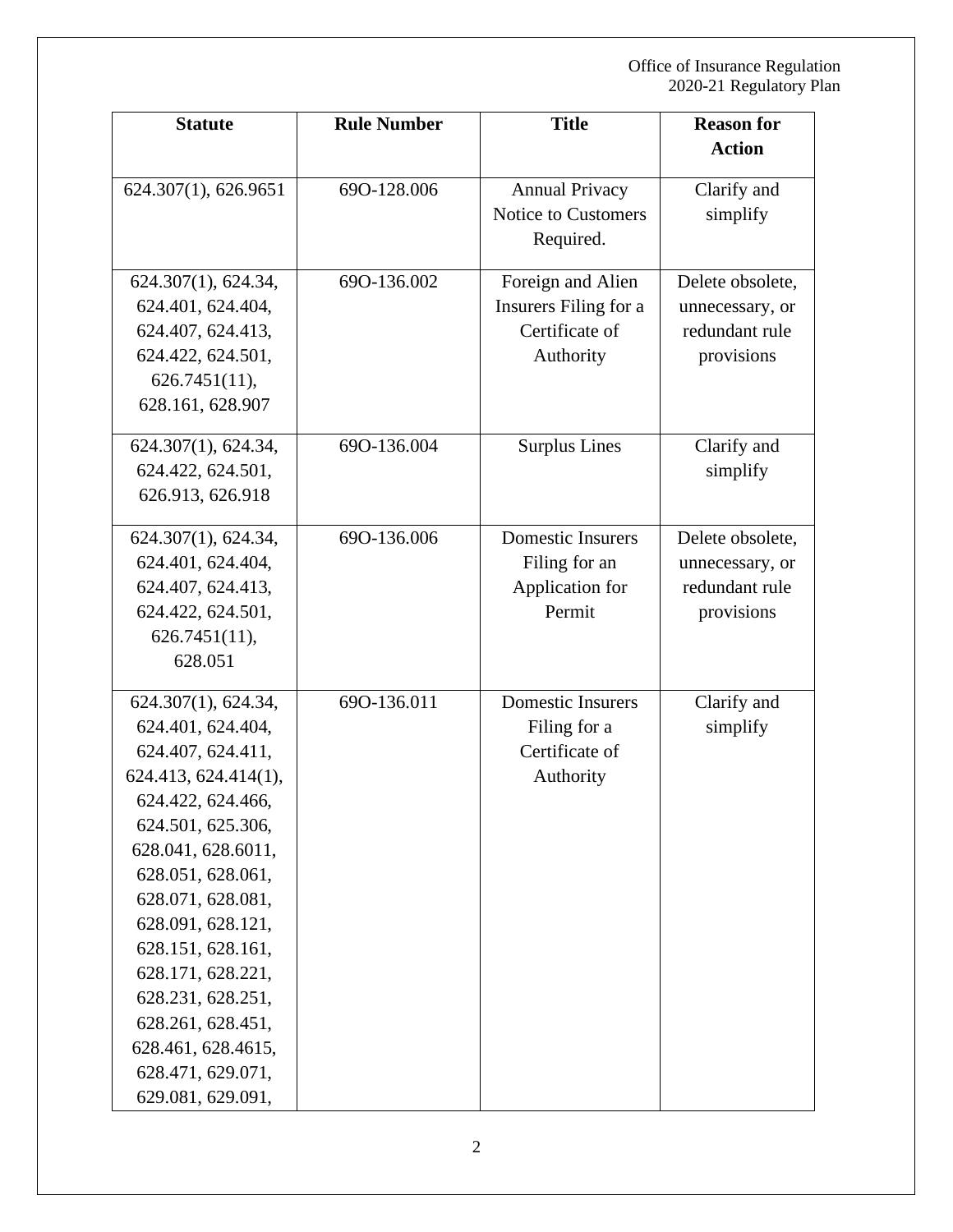| Statute | Rule Number | Title | Reason for Action |
|---|---|---|---|
| 624.307(1), 626.9651 | 69O-128.006 | Annual Privacy Notice to Customers Required. | Clarify and simplify |
| 624.307(1), 624.34, 624.401, 624.404, 624.407, 624.413, 624.422, 624.501, 626.7451(11), 628.161, 628.907 | 69O-136.002 | Foreign and Alien Insurers Filing for a Certificate of Authority | Delete obsolete, unnecessary, or redundant rule provisions |
| 624.307(1), 624.34, 624.422, 624.501, 626.913, 626.918 | 69O-136.004 | Surplus Lines | Clarify and simplify |
| 624.307(1), 624.34, 624.401, 624.404, 624.407, 624.413, 624.422, 624.501, 626.7451(11), 628.051 | 69O-136.006 | Domestic Insurers Filing for an Application for Permit | Delete obsolete, unnecessary, or redundant rule provisions |
| 624.307(1), 624.34, 624.401, 624.404, 624.407, 624.411, 624.413, 624.414(1), 624.422, 624.466, 624.501, 625.306, 628.041, 628.6011, 628.051, 628.061, 628.071, 628.081, 628.091, 628.121, 628.151, 628.161, 628.171, 628.221, 628.231, 628.251, 628.261, 628.451, 628.461, 628.4615, 628.471, 629.071, 629.081, 629.091, | 69O-136.011 | Domestic Insurers Filing for a Certificate of Authority | Clarify and simplify |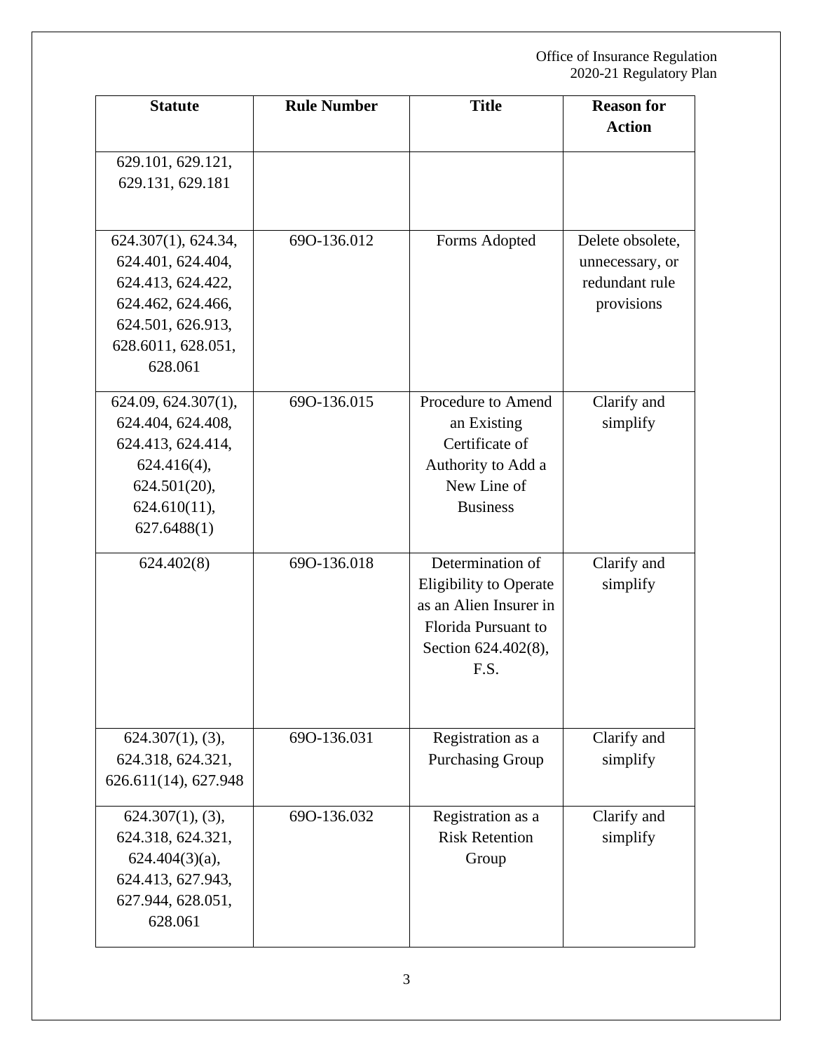| Statute | Rule Number | Title | Reason for Action |
|---|---|---|---|
| 629.101, 629.121, 629.131, 629.181 | | | |
| 624.307(1), 624.34, 624.401, 624.404, 624.413, 624.422, 624.462, 624.466, 624.501, 626.913, 628.6011, 628.051, 628.061 | 69O-136.012 | Forms Adopted | Delete obsolete, unnecessary, or redundant rule provisions |
| 624.09, 624.307(1), 624.404, 624.408, 624.413, 624.414, 624.416(4), 624.501(20), 624.610(11), 627.6488(1) | 69O-136.015 | Procedure to Amend an Existing Certificate of Authority to Add a New Line of Business | Clarify and simplify |
| 624.402(8) | 69O-136.018 | Determination of Eligibility to Operate as an Alien Insurer in Florida Pursuant to Section 624.402(8), F.S. | Clarify and simplify |
| 624.307(1), (3), 624.318, 624.321, 626.611(14), 627.948 | 69O-136.031 | Registration as a Purchasing Group | Clarify and simplify |
| 624.307(1), (3), 624.318, 624.321, 624.404(3)(a), 624.413, 627.943, 627.944, 628.051, 628.061 | 69O-136.032 | Registration as a Risk Retention Group | Clarify and simplify |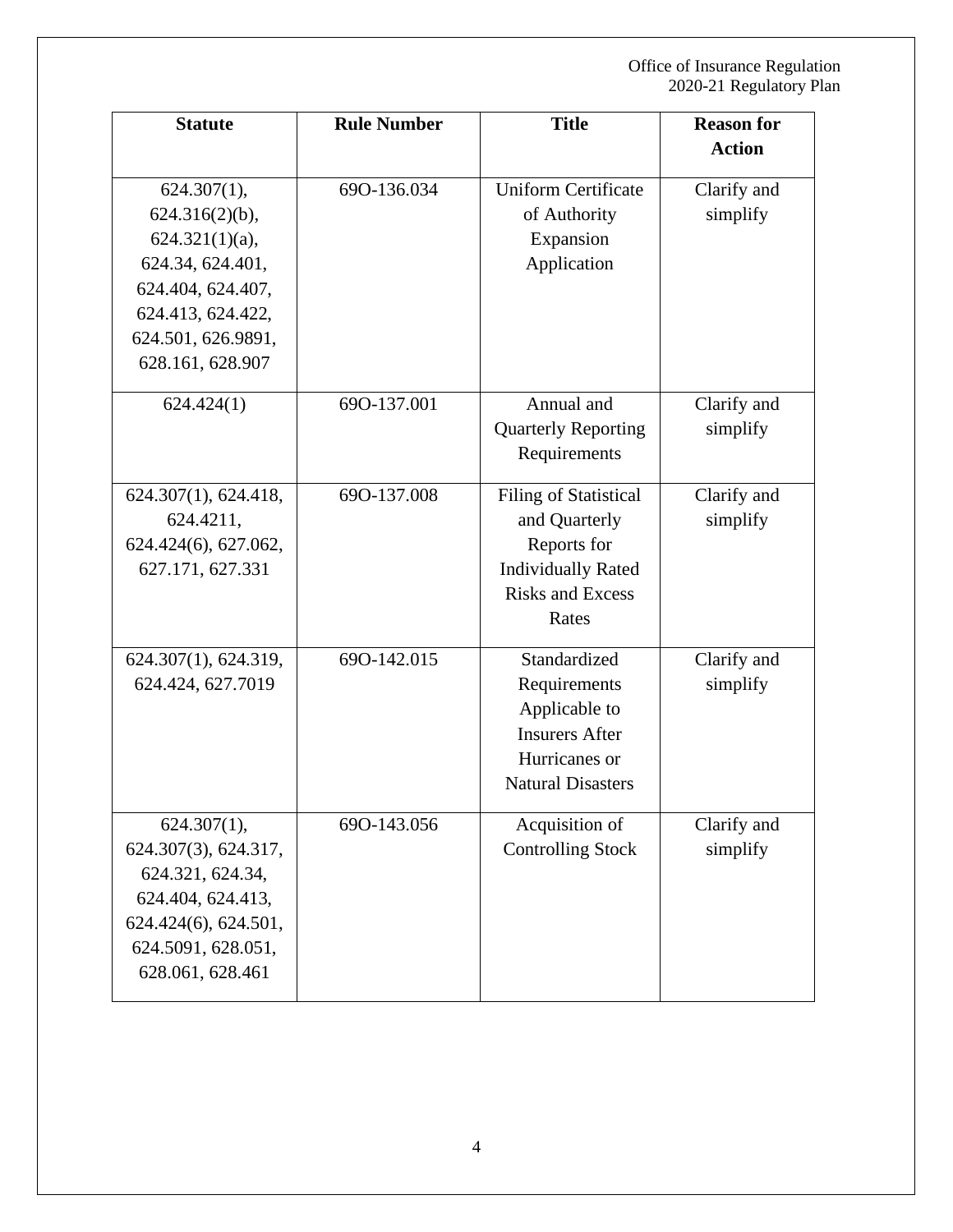| Statute | Rule Number | Title | Reason for Action |
|---|---|---|---|
| 624.307(1), 624.316(2)(b), 624.321(1)(a), 624.34, 624.401, 624.404, 624.407, 624.413, 624.422, 624.501, 626.9891, 628.161, 628.907 | 69O-136.034 | Uniform Certificate of Authority Expansion Application | Clarify and simplify |
| 624.424(1) | 69O-137.001 | Annual and Quarterly Reporting Requirements | Clarify and simplify |
| 624.307(1), 624.418, 624.4211, 624.424(6), 627.062, 627.171, 627.331 | 69O-137.008 | Filing of Statistical and Quarterly Reports for Individually Rated Risks and Excess Rates | Clarify and simplify |
| 624.307(1), 624.319, 624.424, 627.7019 | 69O-142.015 | Standardized Requirements Applicable to Insurers After Hurricanes or Natural Disasters | Clarify and simplify |
| 624.307(1), 624.307(3), 624.317, 624.321, 624.34, 624.404, 624.413, 624.424(6), 624.501, 624.5091, 628.051, 628.061, 628.461 | 69O-143.056 | Acquisition of Controlling Stock | Clarify and simplify |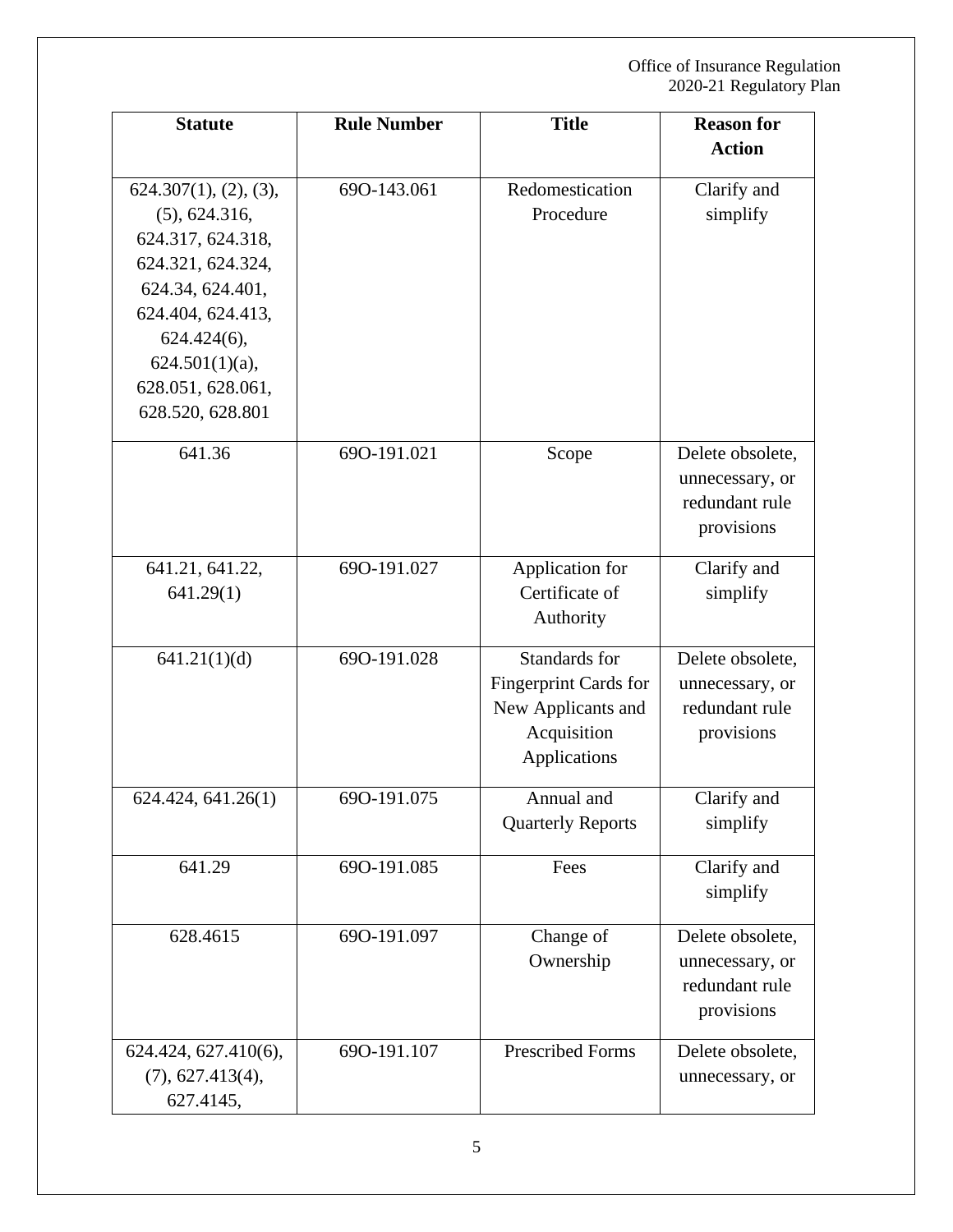| Statute | Rule Number | Title | Reason for Action |
|---|---|---|---|
| 624.307(1), (2), (3), (5), 624.316, 624.317, 624.318, 624.321, 624.324, 624.34, 624.401, 624.404, 624.413, 624.424(6), 624.501(1)(a), 628.051, 628.061, 628.520, 628.801 | 69O-143.061 | Redomestication Procedure | Clarify and simplify |
| 641.36 | 69O-191.021 | Scope | Delete obsolete, unnecessary, or redundant rule provisions |
| 641.21, 641.22, 641.29(1) | 69O-191.027 | Application for Certificate of Authority | Clarify and simplify |
| 641.21(1)(d) | 69O-191.028 | Standards for Fingerprint Cards for New Applicants and Acquisition Applications | Delete obsolete, unnecessary, or redundant rule provisions |
| 624.424, 641.26(1) | 69O-191.075 | Annual and Quarterly Reports | Clarify and simplify |
| 641.29 | 69O-191.085 | Fees | Clarify and simplify |
| 628.4615 | 69O-191.097 | Change of Ownership | Delete obsolete, unnecessary, or redundant rule provisions |
| 624.424, 627.410(6), (7), 627.413(4), 627.4145, | 69O-191.107 | Prescribed Forms | Delete obsolete, unnecessary, or |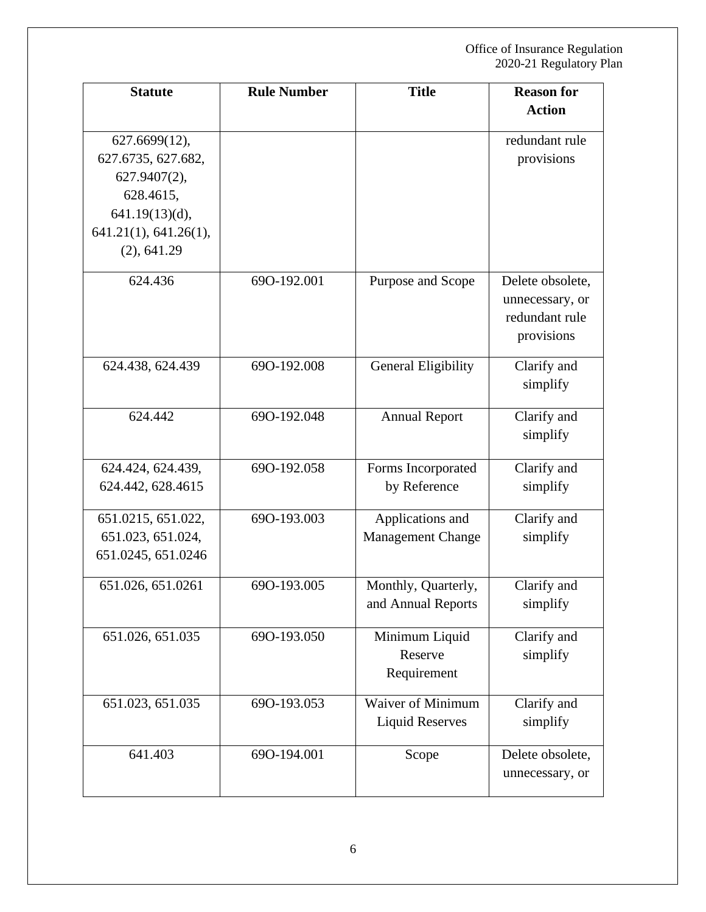| Statute | Rule Number | Title | Reason for Action |
|---|---|---|---|
| 627.6699(12), 627.6735, 627.682, 627.9407(2), 628.4615, 641.19(13)(d), 641.21(1), 641.26(1), (2), 641.29 | | | redundant rule provisions |
| 624.436 | 69O-192.001 | Purpose and Scope | Delete obsolete, unnecessary, or redundant rule provisions |
| 624.438, 624.439 | 69O-192.008 | General Eligibility | Clarify and simplify |
| 624.442 | 69O-192.048 | Annual Report | Clarify and simplify |
| 624.424, 624.439, 624.442, 628.4615 | 69O-192.058 | Forms Incorporated by Reference | Clarify and simplify |
| 651.0215, 651.022, 651.023, 651.024, 651.0245, 651.0246 | 69O-193.003 | Applications and Management Change | Clarify and simplify |
| 651.026, 651.0261 | 69O-193.005 | Monthly, Quarterly, and Annual Reports | Clarify and simplify |
| 651.026, 651.035 | 69O-193.050 | Minimum Liquid Reserve Requirement | Clarify and simplify |
| 651.023, 651.035 | 69O-193.053 | Waiver of Minimum Liquid Reserves | Clarify and simplify |
| 641.403 | 69O-194.001 | Scope | Delete obsolete, unnecessary, or |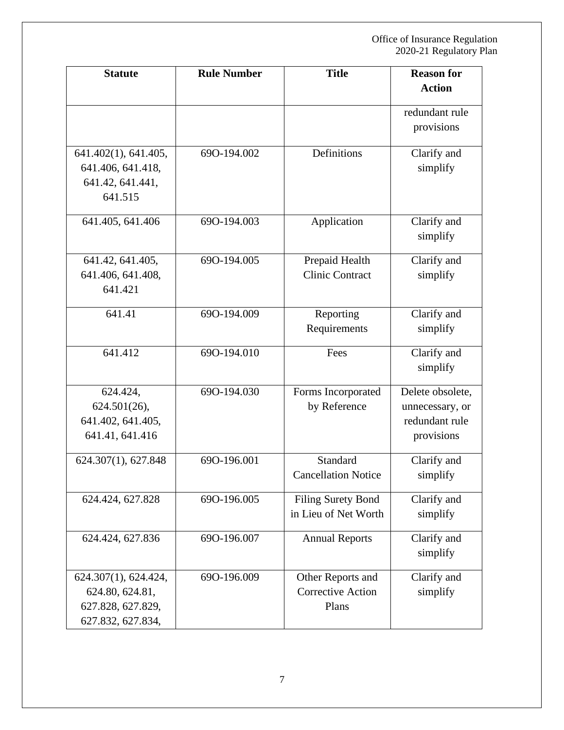| Statute | Rule Number | Title | Reason for Action |
| --- | --- | --- | --- |
| | | | redundant rule provisions |
| 641.402(1), 641.405, 641.406, 641.418, 641.42, 641.441, 641.515 | 69O-194.002 | Definitions | Clarify and simplify |
| 641.405, 641.406 | 69O-194.003 | Application | Clarify and simplify |
| 641.42, 641.405, 641.406, 641.408, 641.421 | 69O-194.005 | Prepaid Health Clinic Contract | Clarify and simplify |
| 641.41 | 69O-194.009 | Reporting Requirements | Clarify and simplify |
| 641.412 | 69O-194.010 | Fees | Clarify and simplify |
| 624.424, 624.501(26), 641.402, 641.405, 641.41, 641.416 | 69O-194.030 | Forms Incorporated by Reference | Delete obsolete, unnecessary, or redundant rule provisions |
| 624.307(1), 627.848 | 69O-196.001 | Standard Cancellation Notice | Clarify and simplify |
| 624.424, 627.828 | 69O-196.005 | Filing Surety Bond in Lieu of Net Worth | Clarify and simplify |
| 624.424, 627.836 | 69O-196.007 | Annual Reports | Clarify and simplify |
| 624.307(1), 624.424, 624.80, 624.81, 627.828, 627.829, 627.832, 627.834, | 69O-196.009 | Other Reports and Corrective Action Plans | Clarify and simplify |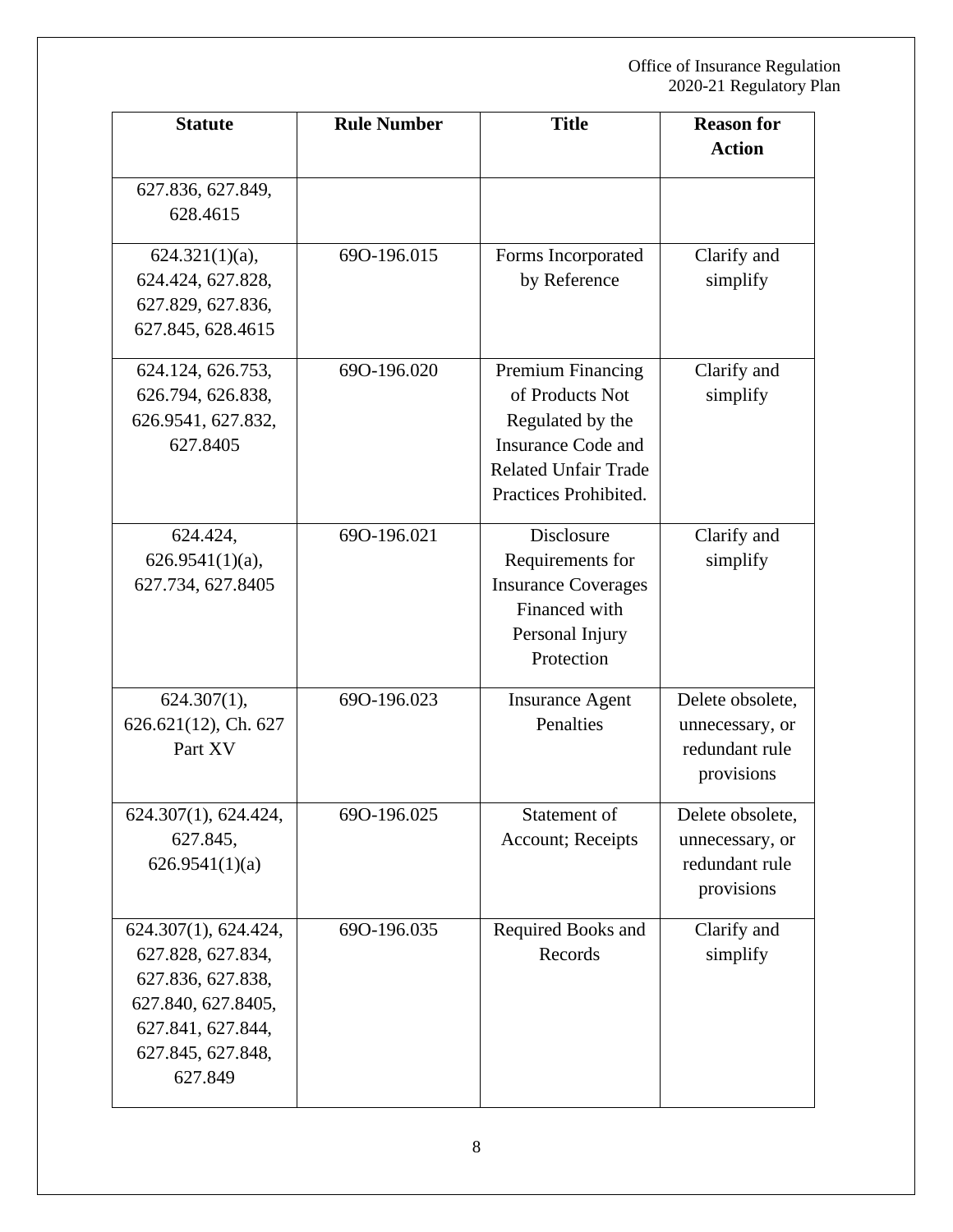| Statute | Rule Number | Title | Reason for Action |
|---|---|---|---|
| 627.836, 627.849, 628.4615 | | | |
| 624.321(1)(a), 624.424, 627.828, 627.829, 627.836, 627.845, 628.4615 | 69O-196.015 | Forms Incorporated by Reference | Clarify and simplify |
| 624.124, 626.753, 626.794, 626.838, 626.9541, 627.832, 627.8405 | 69O-196.020 | Premium Financing of Products Not Regulated by the Insurance Code and Related Unfair Trade Practices Prohibited. | Clarify and simplify |
| 624.424, 626.9541(1)(a), 627.734, 627.8405 | 69O-196.021 | Disclosure Requirements for Insurance Coverages Financed with Personal Injury Protection | Clarify and simplify |
| 624.307(1), 626.621(12), Ch. 627 Part XV | 69O-196.023 | Insurance Agent Penalties | Delete obsolete, unnecessary, or redundant rule provisions |
| 624.307(1), 624.424, 627.845, 626.9541(1)(a) | 69O-196.025 | Statement of Account; Receipts | Delete obsolete, unnecessary, or redundant rule provisions |
| 624.307(1), 624.424, 627.828, 627.834, 627.836, 627.838, 627.840, 627.8405, 627.841, 627.844, 627.845, 627.848, 627.849 | 69O-196.035 | Required Books and Records | Clarify and simplify |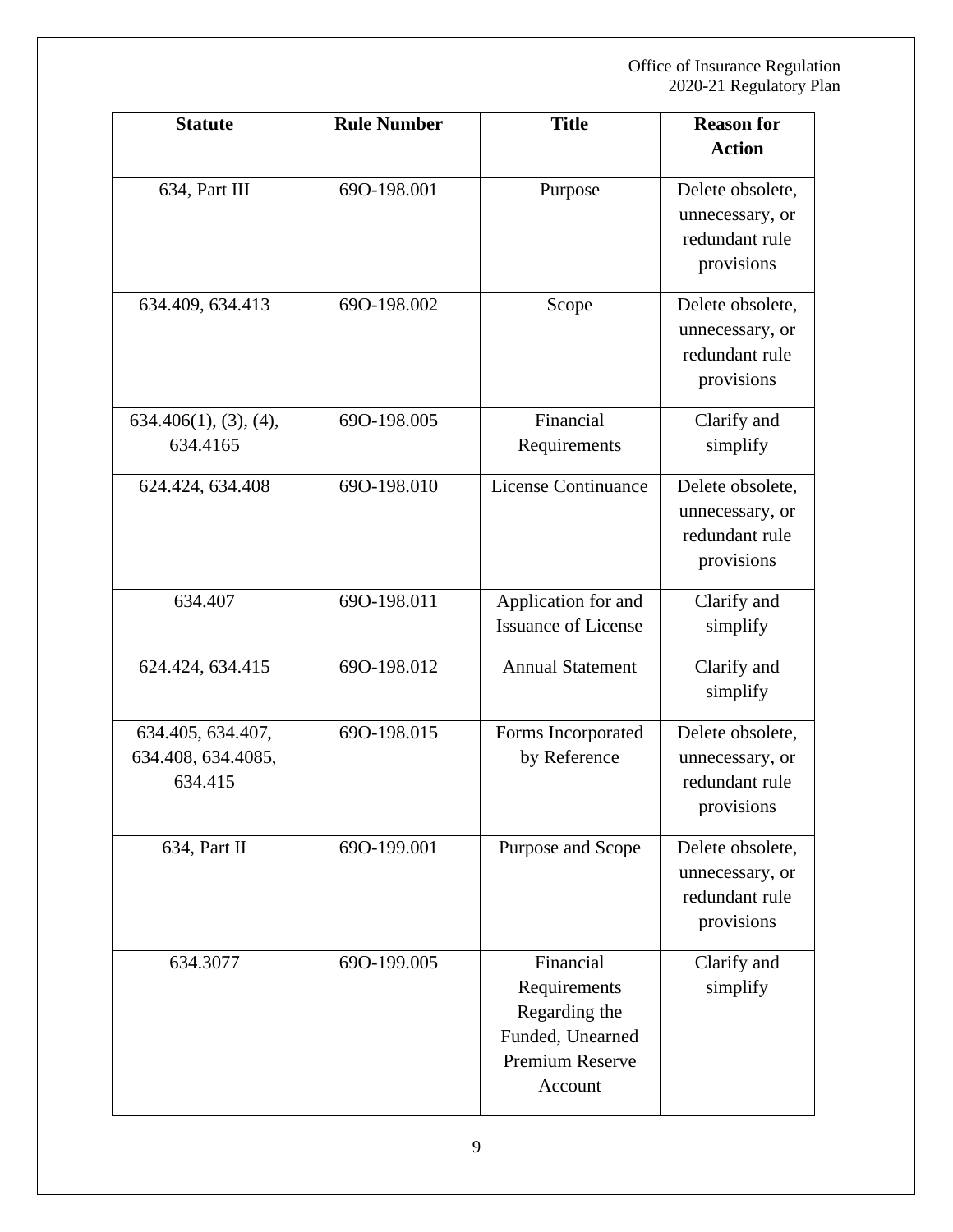| Statute | Rule Number | Title | Reason for Action |
|---|---|---|---|
| 634, Part III | 69O-198.001 | Purpose | Delete obsolete, unnecessary, or redundant rule provisions |
| 634.409, 634.413 | 69O-198.002 | Scope | Delete obsolete, unnecessary, or redundant rule provisions |
| 634.406(1), (3), (4), 634.4165 | 69O-198.005 | Financial Requirements | Clarify and simplify |
| 624.424, 634.408 | 69O-198.010 | License Continuance | Delete obsolete, unnecessary, or redundant rule provisions |
| 634.407 | 69O-198.011 | Application for and Issuance of License | Clarify and simplify |
| 624.424, 634.415 | 69O-198.012 | Annual Statement | Clarify and simplify |
| 634.405, 634.407, 634.408, 634.4085, 634.415 | 69O-198.015 | Forms Incorporated by Reference | Delete obsolete, unnecessary, or redundant rule provisions |
| 634, Part II | 69O-199.001 | Purpose and Scope | Delete obsolete, unnecessary, or redundant rule provisions |
| 634.3077 | 69O-199.005 | Financial Requirements Regarding the Funded, Unearned Premium Reserve Account | Clarify and simplify |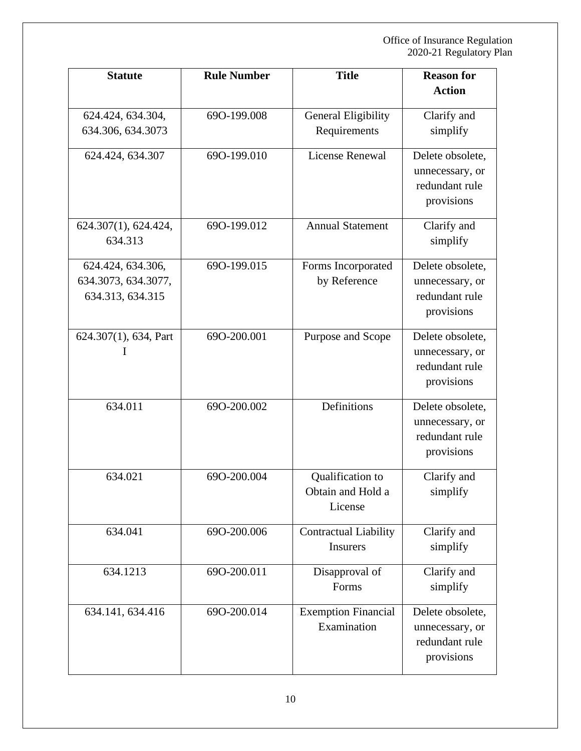| Statute | Rule Number | Title | Reason for Action |
|---|---|---|---|
| 624.424, 634.304, 634.306, 634.3073 | 69O-199.008 | General Eligibility Requirements | Clarify and simplify |
| 624.424, 634.307 | 69O-199.010 | License Renewal | Delete obsolete, unnecessary, or redundant rule provisions |
| 624.307(1), 624.424, 634.313 | 69O-199.012 | Annual Statement | Clarify and simplify |
| 624.424, 634.306, 634.3073, 634.3077, 634.313, 634.315 | 69O-199.015 | Forms Incorporated by Reference | Delete obsolete, unnecessary, or redundant rule provisions |
| 624.307(1), 634, Part I | 69O-200.001 | Purpose and Scope | Delete obsolete, unnecessary, or redundant rule provisions |
| 634.011 | 69O-200.002 | Definitions | Delete obsolete, unnecessary, or redundant rule provisions |
| 634.021 | 69O-200.004 | Qualification to Obtain and Hold a License | Clarify and simplify |
| 634.041 | 69O-200.006 | Contractual Liability Insurers | Clarify and simplify |
| 634.1213 | 69O-200.011 | Disapproval of Forms | Clarify and simplify |
| 634.141, 634.416 | 69O-200.014 | Exemption Financial Examination | Delete obsolete, unnecessary, or redundant rule provisions |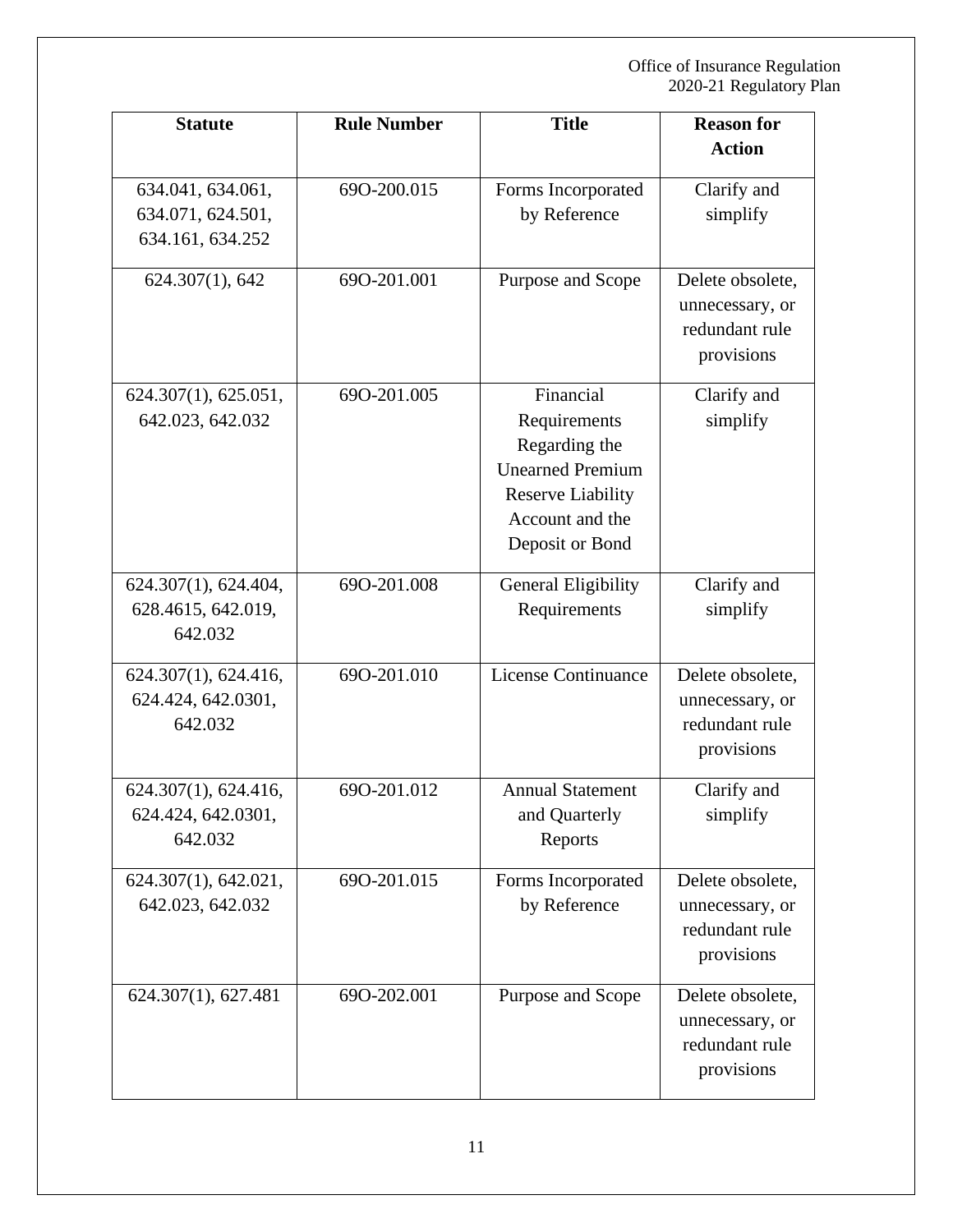| Statute | Rule Number | Title | Reason for Action |
|---|---|---|---|
| 634.041, 634.061, 634.071, 624.501, 634.161, 634.252 | 69O-200.015 | Forms Incorporated by Reference | Clarify and simplify |
| 624.307(1), 642 | 69O-201.001 | Purpose and Scope | Delete obsolete, unnecessary, or redundant rule provisions |
| 624.307(1), 625.051, 642.023, 642.032 | 69O-201.005 | Financial Requirements Regarding the Unearned Premium Reserve Liability Account and the Deposit or Bond | Clarify and simplify |
| 624.307(1), 624.404, 628.4615, 642.019, 642.032 | 69O-201.008 | General Eligibility Requirements | Clarify and simplify |
| 624.307(1), 624.416, 624.424, 642.0301, 642.032 | 69O-201.010 | License Continuance | Delete obsolete, unnecessary, or redundant rule provisions |
| 624.307(1), 624.416, 624.424, 642.0301, 642.032 | 69O-201.012 | Annual Statement and Quarterly Reports | Clarify and simplify |
| 624.307(1), 642.021, 642.023, 642.032 | 69O-201.015 | Forms Incorporated by Reference | Delete obsolete, unnecessary, or redundant rule provisions |
| 624.307(1), 627.481 | 69O-202.001 | Purpose and Scope | Delete obsolete, unnecessary, or redundant rule provisions |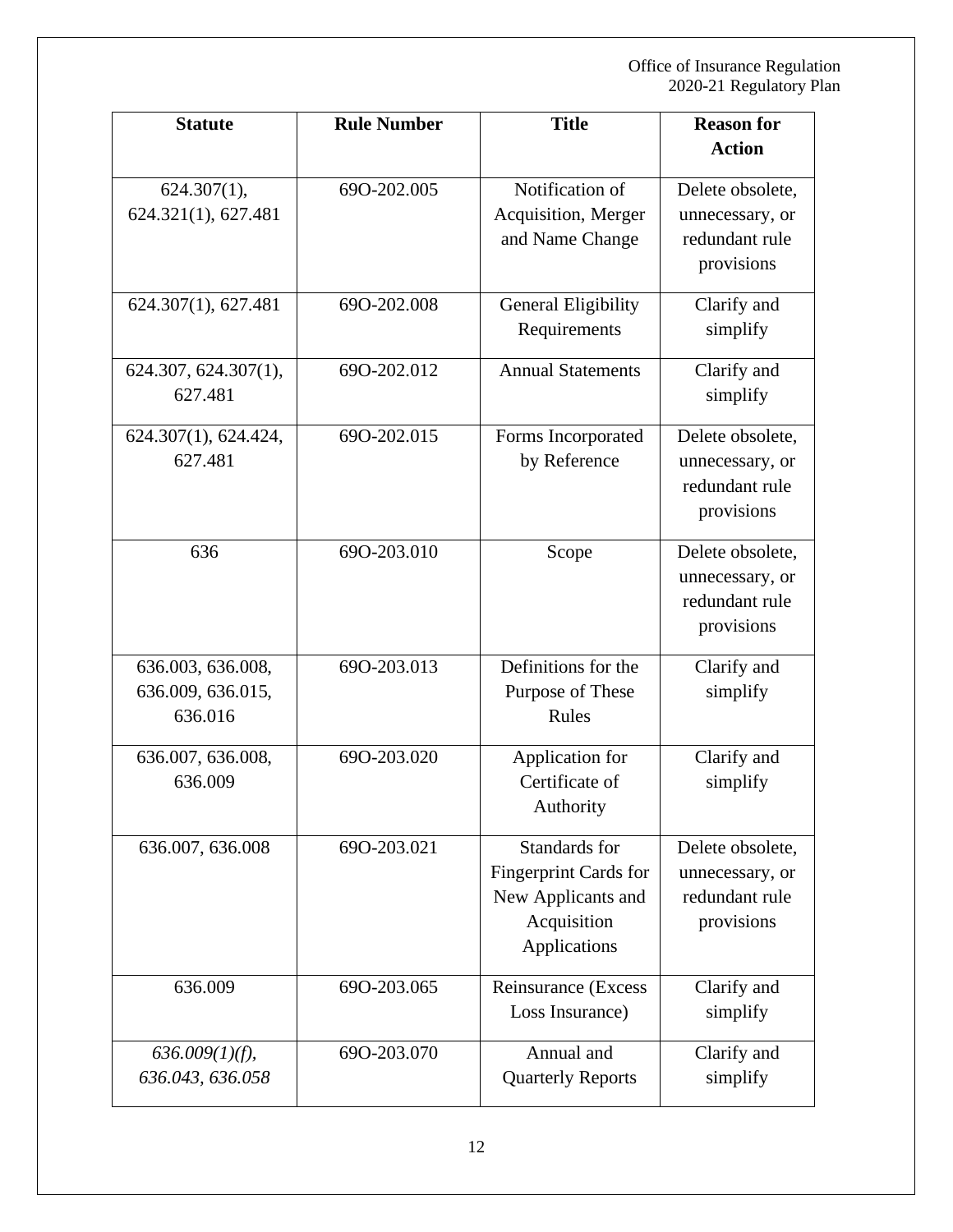| Statute | Rule Number | Title | Reason for Action |
|---|---|---|---|
| 624.307(1), 624.321(1), 627.481 | 69O-202.005 | Notification of Acquisition, Merger and Name Change | Delete obsolete, unnecessary, or redundant rule provisions |
| 624.307(1), 627.481 | 69O-202.008 | General Eligibility Requirements | Clarify and simplify |
| 624.307, 624.307(1), 627.481 | 69O-202.012 | Annual Statements | Clarify and simplify |
| 624.307(1), 624.424, 627.481 | 69O-202.015 | Forms Incorporated by Reference | Delete obsolete, unnecessary, or redundant rule provisions |
| 636 | 69O-203.010 | Scope | Delete obsolete, unnecessary, or redundant rule provisions |
| 636.003, 636.008, 636.009, 636.015, 636.016 | 69O-203.013 | Definitions for the Purpose of These Rules | Clarify and simplify |
| 636.007, 636.008, 636.009 | 69O-203.020 | Application for Certificate of Authority | Clarify and simplify |
| 636.007, 636.008 | 69O-203.021 | Standards for Fingerprint Cards for New Applicants and Acquisition Applications | Delete obsolete, unnecessary, or redundant rule provisions |
| 636.009 | 69O-203.065 | Reinsurance (Excess Loss Insurance) | Clarify and simplify |
| *636.009(1)(f), 636.043, 636.058* | 69O-203.070 | Annual and Quarterly Reports | Clarify and simplify |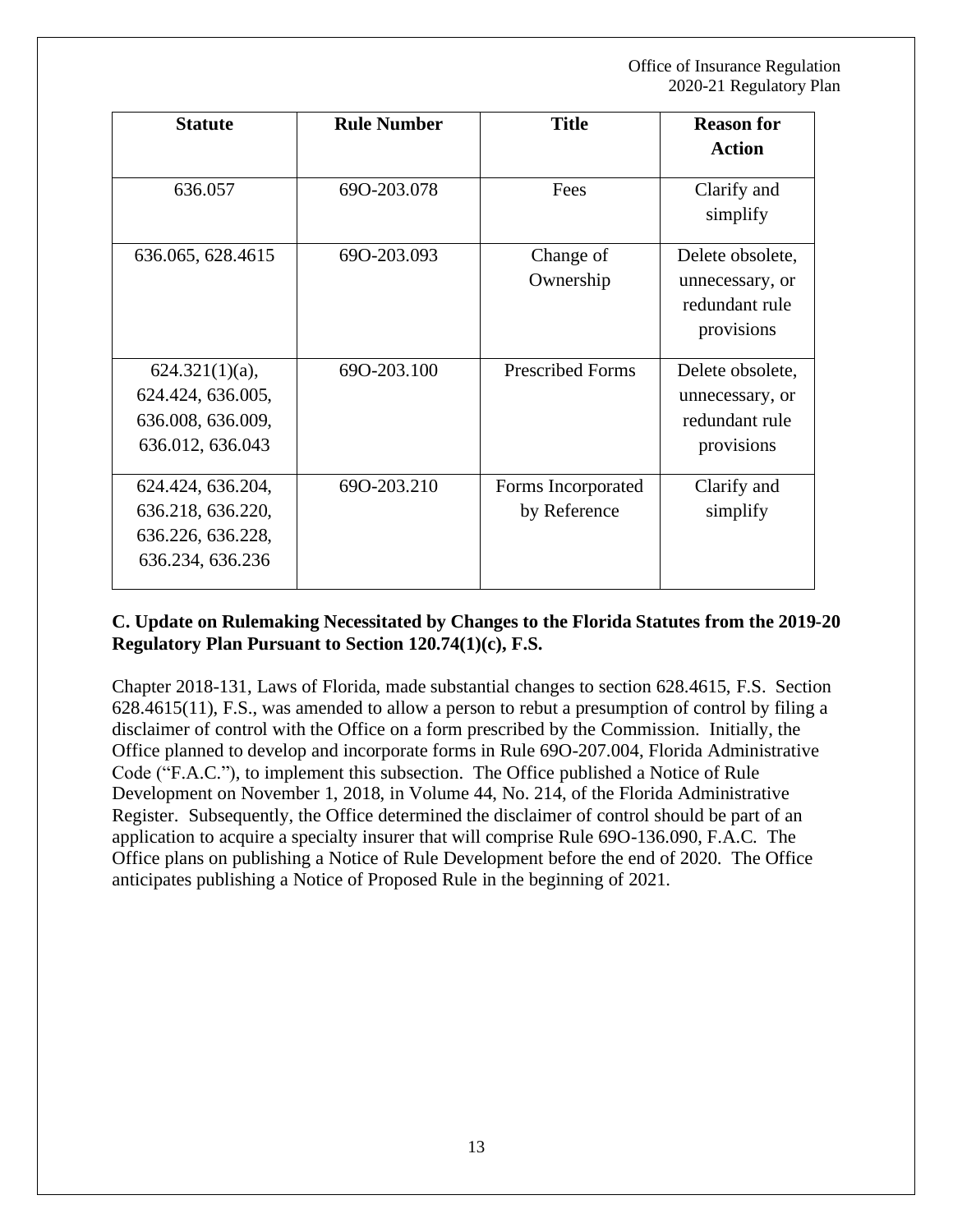| Statute | Rule Number | Title | Reason for Action |
|---|---|---|---|
| 636.057 | 69O-203.078 | Fees | Clarify and simplify |
| 636.065, 628.4615 | 69O-203.093 | Change of Ownership | Delete obsolete, unnecessary, or redundant rule provisions |
| 624.321(1)(a), 624.424, 636.005, 636.008, 636.009, 636.012, 636.043 | 69O-203.100 | Prescribed Forms | Delete obsolete, unnecessary, or redundant rule provisions |
| 624.424, 636.204, 636.218, 636.220, 636.226, 636.228, 636.234, 636.236 | 69O-203.210 | Forms Incorporated by Reference | Clarify and simplify |

## C. Update on Rulemaking Necessitated by Changes to the Florida Statutes from the 2019-20 Regulatory Plan Pursuant to Section 120.74(1)(c), F.S.

Chapter 2018-131, Laws of Florida, made substantial changes to section 628.4615, F.S. Section 628.4615(11), F.S., was amended to allow a person to rebut a presumption of control by filing a disclaimer of control with the Office on a form prescribed by the Commission. Initially, the Office planned to develop and incorporate forms in Rule 69O-207.004, Florida Administrative Code ("F.A.C."), to implement this subsection. The Office published a Notice of Rule Development on November 1, 2018, in Volume 44, No. 214, of the Florida Administrative Register. Subsequently, the Office determined the disclaimer of control should be part of an application to acquire a specialty insurer that will comprise Rule 69O-136.090, F.A.C. The Office plans on publishing a Notice of Rule Development before the end of 2020. The Office anticipates publishing a Notice of Proposed Rule in the beginning of 2021.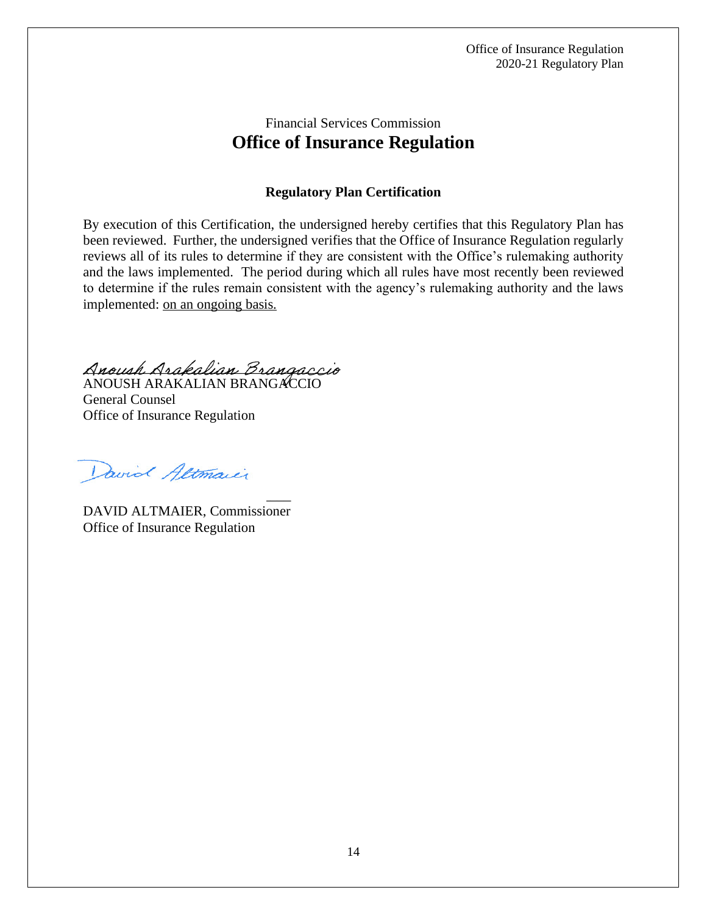Financial Services Commission

# Office of Insurance Regulation

### Regulatory Plan Certification

By execution of this Certification, the undersigned hereby certifies that this Regulatory Plan has been reviewed. Further, the undersigned verifies that the Office of Insurance Regulation regularly reviews all of its rules to determine if they are consistent with the Office's rulemaking authority and the laws implemented. The period during which all rules have most recently been reviewed to determine if the rules remain consistent with the agency's rulemaking authority and the laws implemented: on an ongoing basis.

*Anoush Arakalian Brangaccio*

ANOUSH ARAKALIAN BRANGACCIO
General Counsel
Office of Insurance Regulation

*David Altmaier*

DAVID ALTMAIER, Commissioner
Office of Insurance Regulation